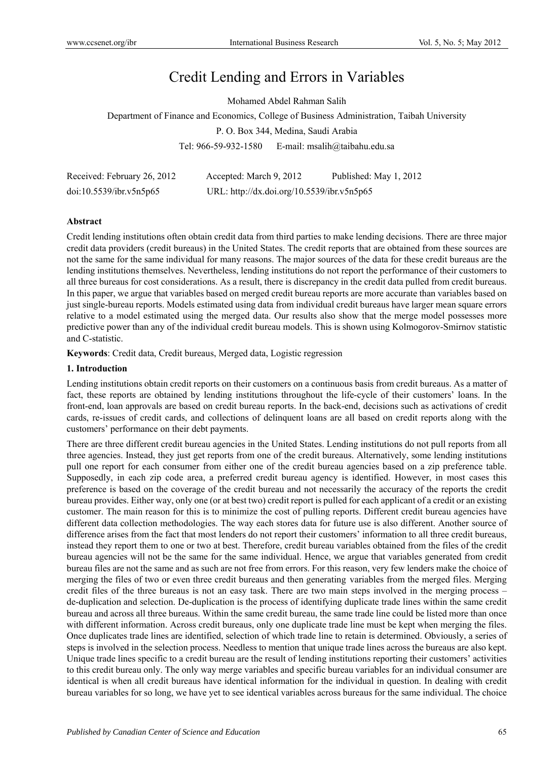# Credit Lending and Errors in Variables

Mohamed Abdel Rahman Salih

Department of Finance and Economics, College of Business Administration, Taibah University

P. O. Box 344, Medina, Saudi Arabia

Tel: 966-59-932-1580 E-mail: msalih@taibahu.edu.sa

Received: February 26, 2012 Accepted: March 9, 2012 Published: May 1, 2012

doi:10.5539/ibr.v5n5p65 URL: http://dx.doi.org/10.5539/ibr.v5n5p65

**Abstract**

Credit lending institutions often obtain credit data from third parties to make lending decisions. There are three major credit data providers (credit bureaus) in the United States. The credit reports that are obtained from these sources are not the same for the same individual for many reasons. The major sources of the data for these credit bureaus are the lending institutions themselves. Nevertheless, lending institutions do not report the performance of their customers to all three bureaus for cost considerations. As a result, there is discrepancy in the credit data pulled from credit bureaus. In this paper, we argue that variables based on merged credit bureau reports are more accurate than variables based on just single-bureau reports. Models estimated using data from individual credit bureaus have larger mean square errors relative to a model estimated using the merged data. Our results also show that the merge model possesses more predictive power than any of the individual credit bureau models. This is shown using Kolmogorov-Smirnov statistic and C-statistic.

**Keywords**: Credit data, Credit bureaus, Merged data, Logistic regression

## 1. Introduction

Lending institutions obtain credit reports on their customers on a continuous basis from credit bureaus. As a matter of fact, these reports are obtained by lending institutions throughout the life-cycle of their customers' loans. In the front-end, loan approvals are based on credit bureau reports. In the back-end, decisions such as activations of credit cards, re-issues of credit cards, and collections of delinquent loans are all based on credit reports along with the customers' performance on their debt payments.

There are three different credit bureau agencies in the United States. Lending institutions do not pull reports from all three agencies. Instead, they just get reports from one of the credit bureaus. Alternatively, some lending institutions pull one report for each consumer from either one of the credit bureau agencies based on a zip preference table. Supposedly, in each zip code area, a preferred credit bureau agency is identified. However, in most cases this preference is based on the coverage of the credit bureau and not necessarily the accuracy of the reports the credit bureau provides. Either way, only one (or at best two) credit report is pulled for each applicant of a credit or an existing customer. The main reason for this is to minimize the cost of pulling reports. Different credit bureau agencies have different data collection methodologies. The way each stores data for future use is also different. Another source of difference arises from the fact that most lenders do not report their customers' information to all three credit bureaus, instead they report them to one or two at best. Therefore, credit bureau variables obtained from the files of the credit bureau agencies will not be the same for the same individual. Hence, we argue that variables generated from credit bureau files are not the same and as such are not free from errors. For this reason, very few lenders make the choice of merging the files of two or even three credit bureaus and then generating variables from the merged files. Merging credit files of the three bureaus is not an easy task. There are two main steps involved in the merging process – de-duplication and selection. De-duplication is the process of identifying duplicate trade lines within the same credit bureau and across all three bureaus. Within the same credit bureau, the same trade line could be listed more than once with different information. Across credit bureaus, only one duplicate trade line must be kept when merging the files. Once duplicates trade lines are identified, selection of which trade line to retain is determined. Obviously, a series of steps is involved in the selection process. Needless to mention that unique trade lines across the bureaus are also kept. Unique trade lines specific to a credit bureau are the result of lending institutions reporting their customers' activities to this credit bureau only. The only way merge variables and specific bureau variables for an individual consumer are identical is when all credit bureaus have identical information for the individual in question. In dealing with credit bureau variables for so long, we have yet to see identical variables across bureaus for the same individual. The choice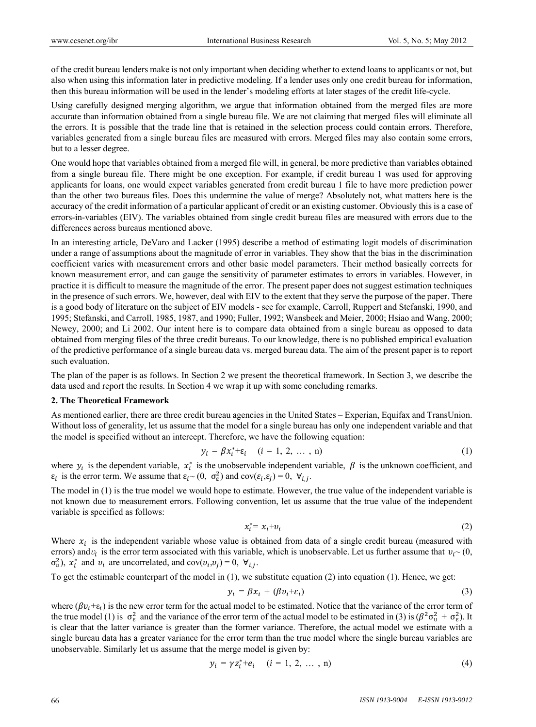of the credit bureau lenders make is not only important when deciding whether to extend loans to applicants or not, but also when using this information later in predictive modeling. If a lender uses only one credit bureau for information, then this bureau information will be used in the lender's modeling efforts at later stages of the credit life-cycle.

Using carefully designed merging algorithm, we argue that information obtained from the merged files are more accurate than information obtained from a single bureau file. We are not claiming that merged files will eliminate all the errors. It is possible that the trade line that is retained in the selection process could contain errors. Therefore, variables generated from a single bureau files are measured with errors. Merged files may also contain some errors, but to a lesser degree.

One would hope that variables obtained from a merged file will, in general, be more predictive than variables obtained from a single bureau file. There might be one exception. For example, if credit bureau 1 was used for approving applicants for loans, one would expect variables generated from credit bureau 1 file to have more prediction power than the other two bureaus files. Does this undermine the value of merge? Absolutely not, what matters here is the accuracy of the credit information of a particular applicant of credit or an existing customer. Obviously this is a case of errors-in-variables (EIV). The variables obtained from single credit bureau files are measured with errors due to the differences across bureaus mentioned above.

In an interesting article, DeVaro and Lacker (1995) describe a method of estimating logit models of discrimination under a range of assumptions about the magnitude of error in variables. They show that the bias in the discrimination coefficient varies with measurement errors and other basic model parameters. Their method basically corrects for known measurement error, and can gauge the sensitivity of parameter estimates to errors in variables. However, in practice it is difficult to measure the magnitude of the error. The present paper does not suggest estimation techniques in the presence of such errors. We, however, deal with EIV to the extent that they serve the purpose of the paper. There is a good body of literature on the subject of EIV models - see for example, Carroll, Ruppert and Stefanski, 1990, and 1995; Stefanski, and Carroll, 1985, 1987, and 1990; Fuller, 1992; Wansbeek and Meier, 2000; Hsiao and Wang, 2000; Newey, 2000; and Li 2002. Our intent here is to compare data obtained from a single bureau as opposed to data obtained from merging files of the three credit bureaus. To our knowledge, there is no published empirical evaluation of the predictive performance of a single bureau data vs. merged bureau data. The aim of the present paper is to report such evaluation.

The plan of the paper is as follows. In Section 2 we present the theoretical framework. In Section 3, we describe the data used and report the results. In Section 4 we wrap it up with some concluding remarks.

## 2. The Theoretical Framework

As mentioned earlier, there are three credit bureau agencies in the United States – Experian, Equifax and TransUnion. Without loss of generality, let us assume that the model for a single bureau has only one independent variable and that the model is specified without an intercept. Therefore, we have the following equation:

$$y_i = \beta x_i^* + \varepsilon_i \quad (i = 1, 2, \ldots, n) \tag{1}$$

where $y_i$ is the dependent variable, $x_i^*$ is the unobservable independent variable, $\beta$ is the unknown coefficient, and $\varepsilon_i$ is the error term. We assume that $\varepsilon_i \sim (0, \sigma_\varepsilon^2)$ and $\text{cov}(\varepsilon_i, \varepsilon_j) = 0, \ \forall_{i,j}$.

The model in (1) is the true model we would hope to estimate. However, the true value of the independent variable is not known due to measurement errors. Following convention, let us assume that the true value of the independent variable is specified as follows:

$$x_i^* = x_i + \upsilon_i \tag{2}$$

Where $x_i$ is the independent variable whose value is obtained from data of a single credit bureau (measured with errors) and $\upsilon_i$ is the error term associated with this variable, which is unobservable. Let us further assume that $\upsilon_i \sim (0, \sigma_\upsilon^2)$, $x_i^*$ and $\upsilon_i$ are uncorrelated, and $\text{cov}(\upsilon_i, \upsilon_j) = 0, \ \forall_{i,j}$.

To get the estimable counterpart of the model in (1), we substitute equation (2) into equation (1). Hence, we get:

$$y_i = \beta x_i + (\beta \upsilon_i + \varepsilon_i) \tag{3}$$

where $(\beta \upsilon_i + \varepsilon_i)$ is the new error term for the actual model to be estimated. Notice that the variance of the error term of the true model (1) is $\sigma_\varepsilon^2$ and the variance of the error term of the actual model to be estimated in (3) is $(\beta^2 \sigma_\upsilon^2 + \sigma_\varepsilon^2)$. It is clear that the latter variance is greater than the former variance. Therefore, the actual model we estimate with a single bureau data has a greater variance for the error term than the true model where the single bureau variables are unobservable. Similarly let us assume that the merge model is given by:

$$y_i = \gamma z_i^* + e_i \quad (i = 1, 2, \ldots, n) \tag{4}$$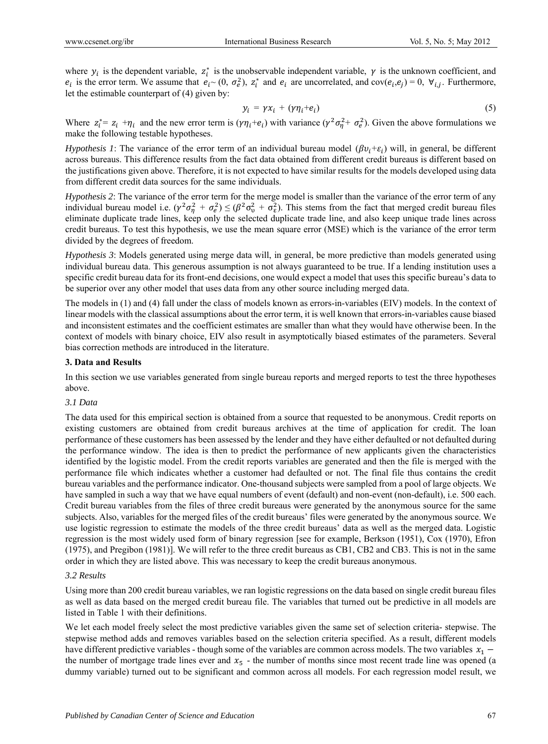where $y_i$ is the dependent variable, $z_i^*$ is the unobservable independent variable, $\gamma$ is the unknown coefficient, and $e_i$ is the error term. We assume that $e_i \sim (0, \sigma_e^2)$, $z_i^*$ and $e_i$ are uncorrelated, and cov($e_i$,$e_j$) = 0, $\forall_{i,j}$. Furthermore, let the estimable counterpart of (4) given by:

$$y_i = \gamma x_i + (\gamma\eta_i + e_i) \tag{5}$$

Where $z_i^* = z_i + \eta_i$ and the new error term is $(\gamma\eta_i + e_i)$ with variance $(\gamma^2\sigma_\eta^2 + \sigma_e^2)$. Given the above formulations we make the following testable hypotheses.

*Hypothesis 1*: The variance of the error term of an individual bureau model $(\beta\upsilon_i + \varepsilon_i)$ will, in general, be different across bureaus. This difference results from the fact data obtained from different credit bureaus is different based on the justifications given above. Therefore, it is not expected to have similar results for the models developed using data from different credit data sources for the same individuals.

*Hypothesis 2*: The variance of the error term for the merge model is smaller than the variance of the error term of any individual bureau model i.e. $(\gamma^2\sigma_\eta^2 + \sigma_e^2) \leq (\beta^2\sigma_\upsilon^2 + \sigma_\varepsilon^2)$. This stems from the fact that merged credit bureau files eliminate duplicate trade lines, keep only the selected duplicate trade line, and also keep unique trade lines across credit bureaus. To test this hypothesis, we use the mean square error (MSE) which is the variance of the error term divided by the degrees of freedom.

*Hypothesis 3*: Models generated using merge data will, in general, be more predictive than models generated using individual bureau data. This generous assumption is not always guaranteed to be true. If a lending institution uses a specific credit bureau data for its front-end decisions, one would expect a model that uses this specific bureau's data to be superior over any other model that uses data from any other source including merged data.

The models in (1) and (4) fall under the class of models known as errors-in-variables (EIV) models. In the context of linear models with the classical assumptions about the error term, it is well known that errors-in-variables cause biased and inconsistent estimates and the coefficient estimates are smaller than what they would have otherwise been. In the context of models with binary choice, EIV also result in asymptotically biased estimates of the parameters. Several bias correction methods are introduced in the literature.

## 3. Data and Results

In this section we use variables generated from single bureau reports and merged reports to test the three hypotheses above.

### *3.1 Data*

The data used for this empirical section is obtained from a source that requested to be anonymous. Credit reports on existing customers are obtained from credit bureaus archives at the time of application for credit. The loan performance of these customers has been assessed by the lender and they have either defaulted or not defaulted during the performance window. The idea is then to predict the performance of new applicants given the characteristics identified by the logistic model. From the credit reports variables are generated and then the file is merged with the performance file which indicates whether a customer had defaulted or not. The final file thus contains the credit bureau variables and the performance indicator. One-thousand subjects were sampled from a pool of large objects. We have sampled in such a way that we have equal numbers of event (default) and non-event (non-default), i.e. 500 each. Credit bureau variables from the files of three credit bureaus were generated by the anonymous source for the same subjects. Also, variables for the merged files of the credit bureaus' files were generated by the anonymous source. We use logistic regression to estimate the models of the three credit bureaus' data as well as the merged data. Logistic regression is the most widely used form of binary regression [see for example, Berkson (1951), Cox (1970), Efron (1975), and Pregibon (1981)]. We will refer to the three credit bureaus as CB1, CB2 and CB3. This is not in the same order in which they are listed above. This was necessary to keep the credit bureaus anonymous.

### *3.2 Results*

Using more than 200 credit bureau variables, we ran logistic regressions on the data based on single credit bureau files as well as data based on the merged credit bureau file. The variables that turned out be predictive in all models are listed in Table 1 with their definitions.

We let each model freely select the most predictive variables given the same set of selection criteria- stepwise. The stepwise method adds and removes variables based on the selection criteria specified. As a result, different models have different predictive variables - though some of the variables are common across models. The two variables $x_1$ – the number of mortgage trade lines ever and $x_5$ - the number of months since most recent trade line was opened (a dummy variable) turned out to be significant and common across all models. For each regression model result, we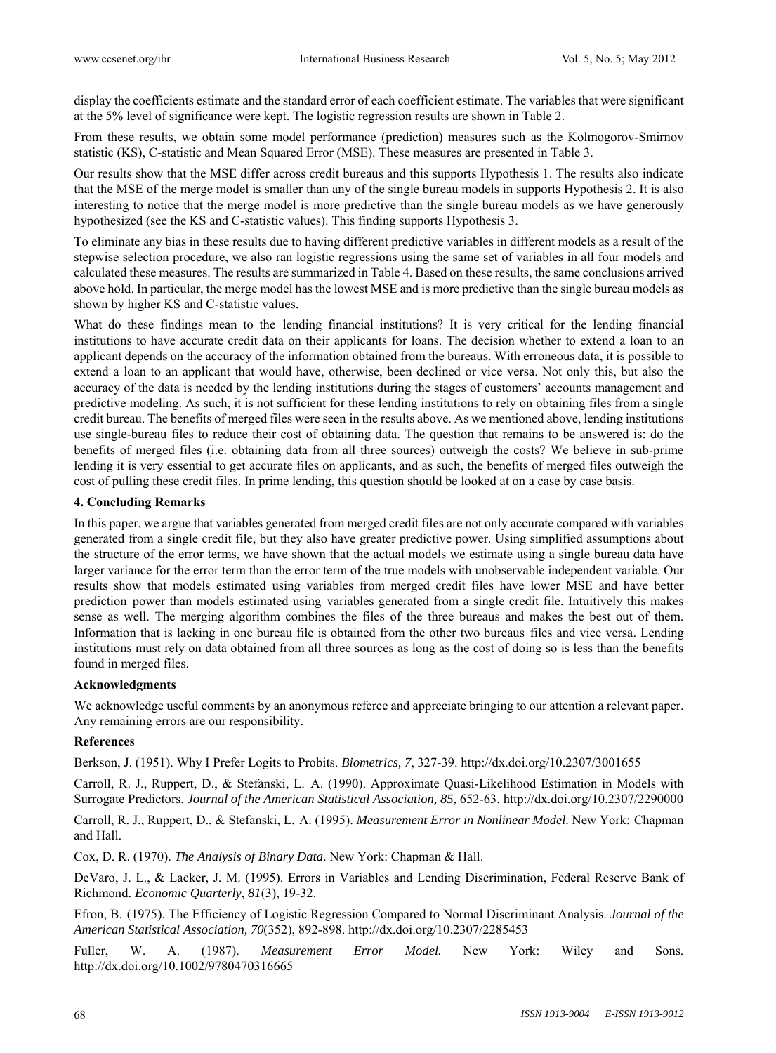display the coefficients estimate and the standard error of each coefficient estimate. The variables that were significant at the 5% level of significance were kept. The logistic regression results are shown in Table 2.

From these results, we obtain some model performance (prediction) measures such as the Kolmogorov-Smirnov statistic (KS), C-statistic and Mean Squared Error (MSE). These measures are presented in Table 3.

Our results show that the MSE differ across credit bureaus and this supports Hypothesis 1. The results also indicate that the MSE of the merge model is smaller than any of the single bureau models in supports Hypothesis 2. It is also interesting to notice that the merge model is more predictive than the single bureau models as we have generously hypothesized (see the KS and C-statistic values). This finding supports Hypothesis 3.

To eliminate any bias in these results due to having different predictive variables in different models as a result of the stepwise selection procedure, we also ran logistic regressions using the same set of variables in all four models and calculated these measures. The results are summarized in Table 4. Based on these results, the same conclusions arrived above hold. In particular, the merge model has the lowest MSE and is more predictive than the single bureau models as shown by higher KS and C-statistic values.

What do these findings mean to the lending financial institutions? It is very critical for the lending financial institutions to have accurate credit data on their applicants for loans. The decision whether to extend a loan to an applicant depends on the accuracy of the information obtained from the bureaus. With erroneous data, it is possible to extend a loan to an applicant that would have, otherwise, been declined or vice versa. Not only this, but also the accuracy of the data is needed by the lending institutions during the stages of customers' accounts management and predictive modeling. As such, it is not sufficient for these lending institutions to rely on obtaining files from a single credit bureau. The benefits of merged files were seen in the results above. As we mentioned above, lending institutions use single-bureau files to reduce their cost of obtaining data. The question that remains to be answered is: do the benefits of merged files (i.e. obtaining data from all three sources) outweigh the costs? We believe in sub-prime lending it is very essential to get accurate files on applicants, and as such, the benefits of merged files outweigh the cost of pulling these credit files. In prime lending, this question should be looked at on a case by case basis.

## 4. Concluding Remarks

In this paper, we argue that variables generated from merged credit files are not only accurate compared with variables generated from a single credit file, but they also have greater predictive power. Using simplified assumptions about the structure of the error terms, we have shown that the actual models we estimate using a single bureau data have larger variance for the error term than the error term of the true models with unobservable independent variable. Our results show that models estimated using variables from merged credit files have lower MSE and have better prediction power than models estimated using variables generated from a single credit file. Intuitively this makes sense as well. The merging algorithm combines the files of the three bureaus and makes the best out of them. Information that is lacking in one bureau file is obtained from the other two bureaus files and vice versa. Lending institutions must rely on data obtained from all three sources as long as the cost of doing so is less than the benefits found in merged files.

### Acknowledgments

We acknowledge useful comments by an anonymous referee and appreciate bringing to our attention a relevant paper. Any remaining errors are our responsibility.

### References

Berkson, J. (1951). Why I Prefer Logits to Probits. *Biometrics, 7*, 327-39. http://dx.doi.org/10.2307/3001655

Carroll, R. J., Ruppert, D., & Stefanski, L. A. (1990). Approximate Quasi-Likelihood Estimation in Models with Surrogate Predictors. *Journal of the American Statistical Association, 85*, 652-63. http://dx.doi.org/10.2307/2290000

Carroll, R. J., Ruppert, D., & Stefanski, L. A. (1995). *Measurement Error in Nonlinear Model*. New York: Chapman and Hall.

Cox, D. R. (1970). *The Analysis of Binary Data*. New York: Chapman & Hall.

DeVaro, J. L., & Lacker, J. M. (1995). Errors in Variables and Lending Discrimination, Federal Reserve Bank of Richmond. *Economic Quarterly*, *81*(3), 19-32.

Efron, B. (1975). The Efficiency of Logistic Regression Compared to Normal Discriminant Analysis. *Journal of the American Statistical Association, 70*(352), 892-898. http://dx.doi.org/10.2307/2285453

Fuller, W. A. (1987). *Measurement Error Model.* New York: Wiley and Sons. http://dx.doi.org/10.1002/9780470316665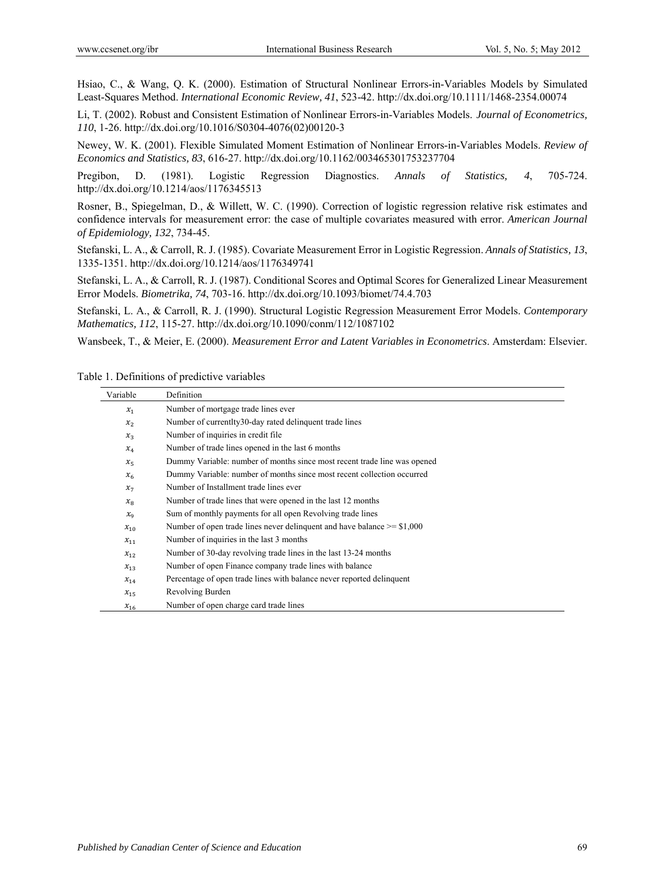Hsiao, C., & Wang, Q. K. (2000). Estimation of Structural Nonlinear Errors-in-Variables Models by Simulated Least-Squares Method. *International Economic Review, 41*, 523-42. http://dx.doi.org/10.1111/1468-2354.00074

Li, T. (2002). Robust and Consistent Estimation of Nonlinear Errors-in-Variables Models. *Journal of Econometrics, 110*, 1-26. http://dx.doi.org/10.1016/S0304-4076(02)00120-3

Newey, W. K. (2001). Flexible Simulated Moment Estimation of Nonlinear Errors-in-Variables Models. *Review of Economics and Statistics, 83*, 616-27. http://dx.doi.org/10.1162/003465301753237704

Pregibon, D. (1981). Logistic Regression Diagnostics. *Annals of Statistics, 4*, 705-724. http://dx.doi.org/10.1214/aos/1176345513

Rosner, B., Spiegelman, D., & Willett, W. C. (1990). Correction of logistic regression relative risk estimates and confidence intervals for measurement error: the case of multiple covariates measured with error. *American Journal of Epidemiology, 132*, 734-45.

Stefanski, L. A., & Carroll, R. J. (1985). Covariate Measurement Error in Logistic Regression. *Annals of Statistics, 13*, 1335-1351. http://dx.doi.org/10.1214/aos/1176349741

Stefanski, L. A., & Carroll, R. J. (1987). Conditional Scores and Optimal Scores for Generalized Linear Measurement Error Models. *Biometrika, 74*, 703-16. http://dx.doi.org/10.1093/biomet/74.4.703

Stefanski, L. A., & Carroll, R. J. (1990). Structural Logistic Regression Measurement Error Models. *Contemporary Mathematics, 112*, 115-27. http://dx.doi.org/10.1090/conm/112/1087102

Wansbeek, T., & Meier, E. (2000). *Measurement Error and Latent Variables in Econometrics*. Amsterdam: Elsevier.

Table 1. Definitions of predictive variables

| Variable | Definition |
|---|---|
| $x_1$ | Number of mortgage trade lines ever |
| $x_2$ | Number of currentlty30-day rated delinquent trade lines |
| $x_3$ | Number of inquiries in credit file |
| $x_4$ | Number of trade lines opened in the last 6 months |
| $x_5$ | Dummy Variable: number of months since most recent trade line was opened |
| $x_6$ | Dummy Variable: number of months since most recent collection occurred |
| $x_7$ | Number of Installment trade lines ever |
| $x_8$ | Number of trade lines that were opened in the last 12 months |
| $x_9$ | Sum of monthly payments for all open Revolving trade lines |
| $x_{10}$ | Number of open trade lines never delinquent and have balance >= $1,000 |
| $x_{11}$ | Number of inquiries in the last 3 months |
| $x_{12}$ | Number of 30-day revolving trade lines in the last 13-24 months |
| $x_{13}$ | Number of open Finance company trade lines with balance |
| $x_{14}$ | Percentage of open trade lines with balance never reported delinquent |
| $x_{15}$ | Revolving Burden |
| $x_{16}$ | Number of open charge card trade lines |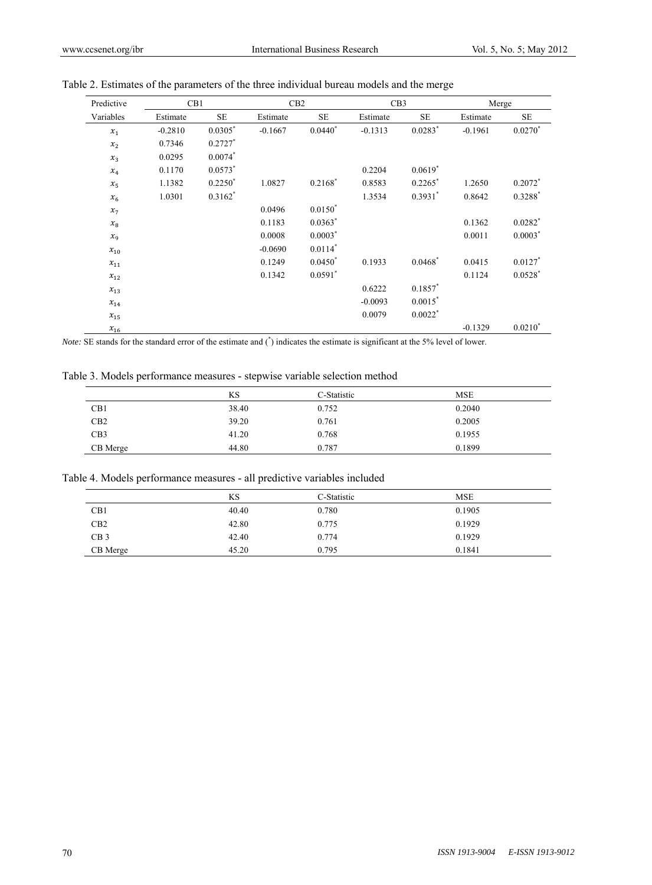Table 2. Estimates of the parameters of the three individual bureau models and the merge

| Predictive | CB1 | | CB2 | | CB3 | | Merge | |
|---|---|---|---|---|---|---|---|---|
| Variables | Estimate | SE | Estimate | SE | Estimate | SE | Estimate | SE |
| $x_1$ | -0.2810 | 0.0305* | -0.1667 | 0.0440* | -0.1313 | 0.0283* | -0.1961 | 0.0270* |
| $x_2$ | 0.7346 | 0.2727* | | | | | | |
| $x_3$ | 0.0295 | 0.0074* | | | | | | |
| $x_4$ | 0.1170 | 0.0573* | | | 0.2204 | 0.0619* | | |
| $x_5$ | 1.1382 | 0.2250* | 1.0827 | 0.2168* | 0.8583 | 0.2265* | 1.2650 | 0.2072* |
| $x_6$ | 1.0301 | 0.3162* | | | 1.3534 | 0.3931* | 0.8642 | 0.3288* |
| $x_7$ | | | 0.0496 | 0.0150* | | | | |
| $x_8$ | | | 0.1183 | 0.0363* | | | 0.1362 | 0.0282* |
| $x_9$ | | | 0.0008 | 0.0003* | | | 0.0011 | 0.0003* |
| $x_{10}$ | | | -0.0690 | 0.0114* | | | | |
| $x_{11}$ | | | 0.1249 | 0.0450* | 0.1933 | 0.0468* | 0.0415 | 0.0127* |
| $x_{12}$ | | | 0.1342 | 0.0591* | | | 0.1124 | 0.0528* |
| $x_{13}$ | | | | | 0.6222 | 0.1857* | | |
| $x_{14}$ | | | | | -0.0093 | 0.0015* | | |
| $x_{15}$ | | | | | 0.0079 | 0.0022* | | |
| $x_{16}$ | | | | | | | -0.1329 | 0.0210* |

*Note:* SE stands for the standard error of the estimate and (*) indicates the estimate is significant at the 5% level of lower.

Table 3. Models performance measures - stepwise variable selection method

| | KS | C-Statistic | MSE |
|---|---|---|---|
| CB1 | 38.40 | 0.752 | 0.2040 |
| CB2 | 39.20 | 0.761 | 0.2005 |
| CB3 | 41.20 | 0.768 | 0.1955 |
| CB Merge | 44.80 | 0.787 | 0.1899 |

Table 4. Models performance measures - all predictive variables included

| | KS | C-Statistic | MSE |
|---|---|---|---|
| CB1 | 40.40 | 0.780 | 0.1905 |
| CB2 | 42.80 | 0.775 | 0.1929 |
| CB 3 | 42.40 | 0.774 | 0.1929 |
| CB Merge | 45.20 | 0.795 | 0.1841 |